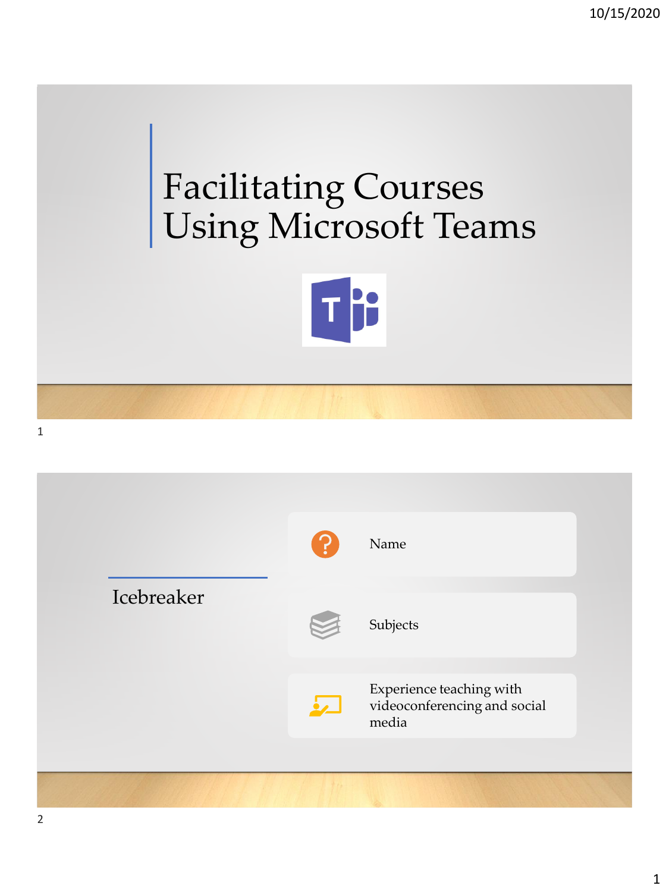# Facilitating Courses Using Microsoft Teams

## Icebreaker

- Name
- Subjects
- Experience teaching with videoconferencing and social media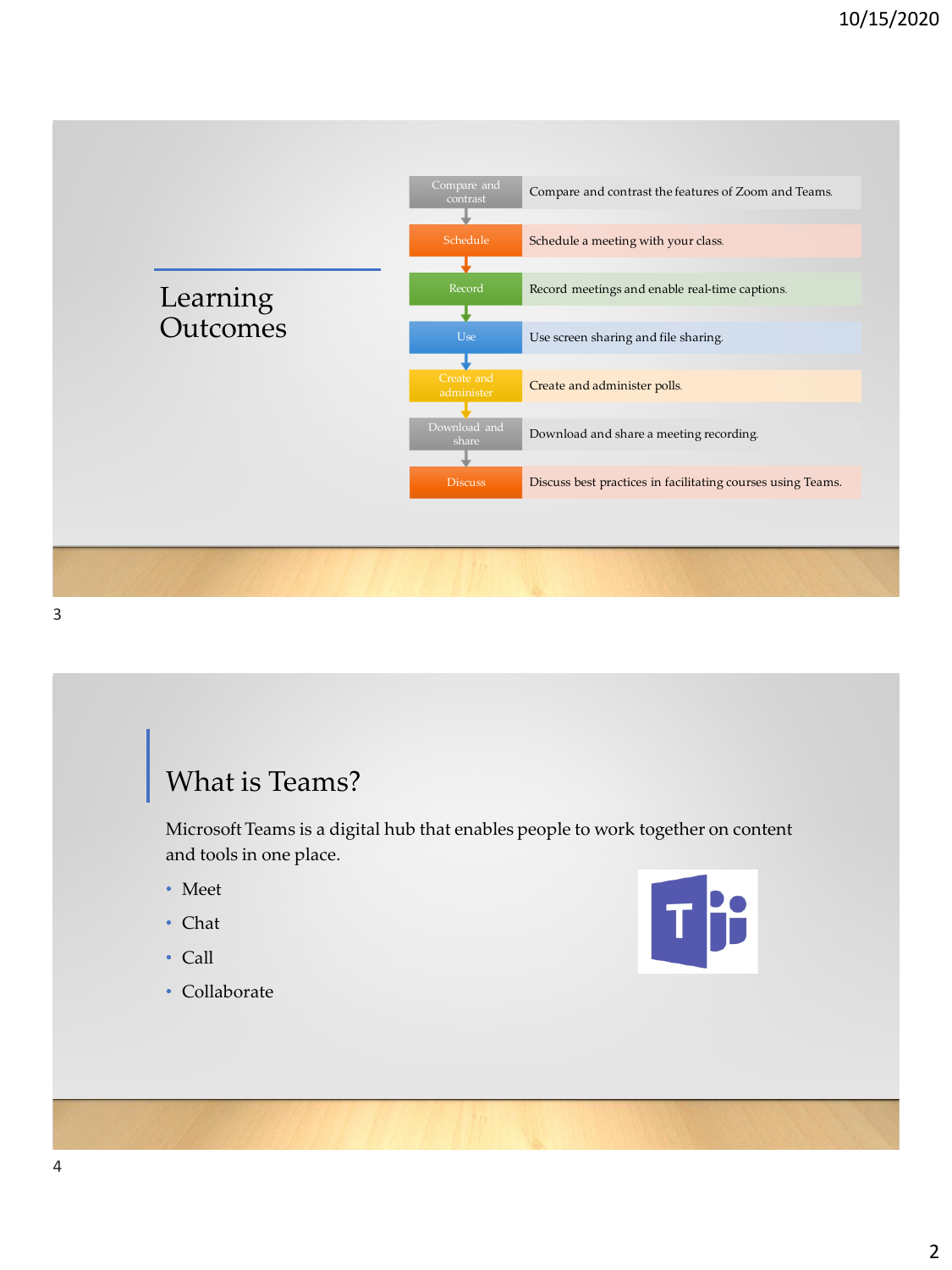## Learning Outcomes

| | |
|---|---|
| Compare and contrast | Compare and contrast the features of Zoom and Teams. |
| Schedule | Schedule a meeting with your class. |
| Record | Record meetings and enable real-time captions. |
| Use | Use screen sharing and file sharing. |
| Create and administer | Create and administer polls. |
| Download and share | Download and share a meeting recording. |
| Discuss | Discuss best practices in facilitating courses using Teams. |

## What is Teams?

Microsoft Teams is a digital hub that enables people to work together on content and tools in one place.

- Meet
- Chat
- Call
- Collaborate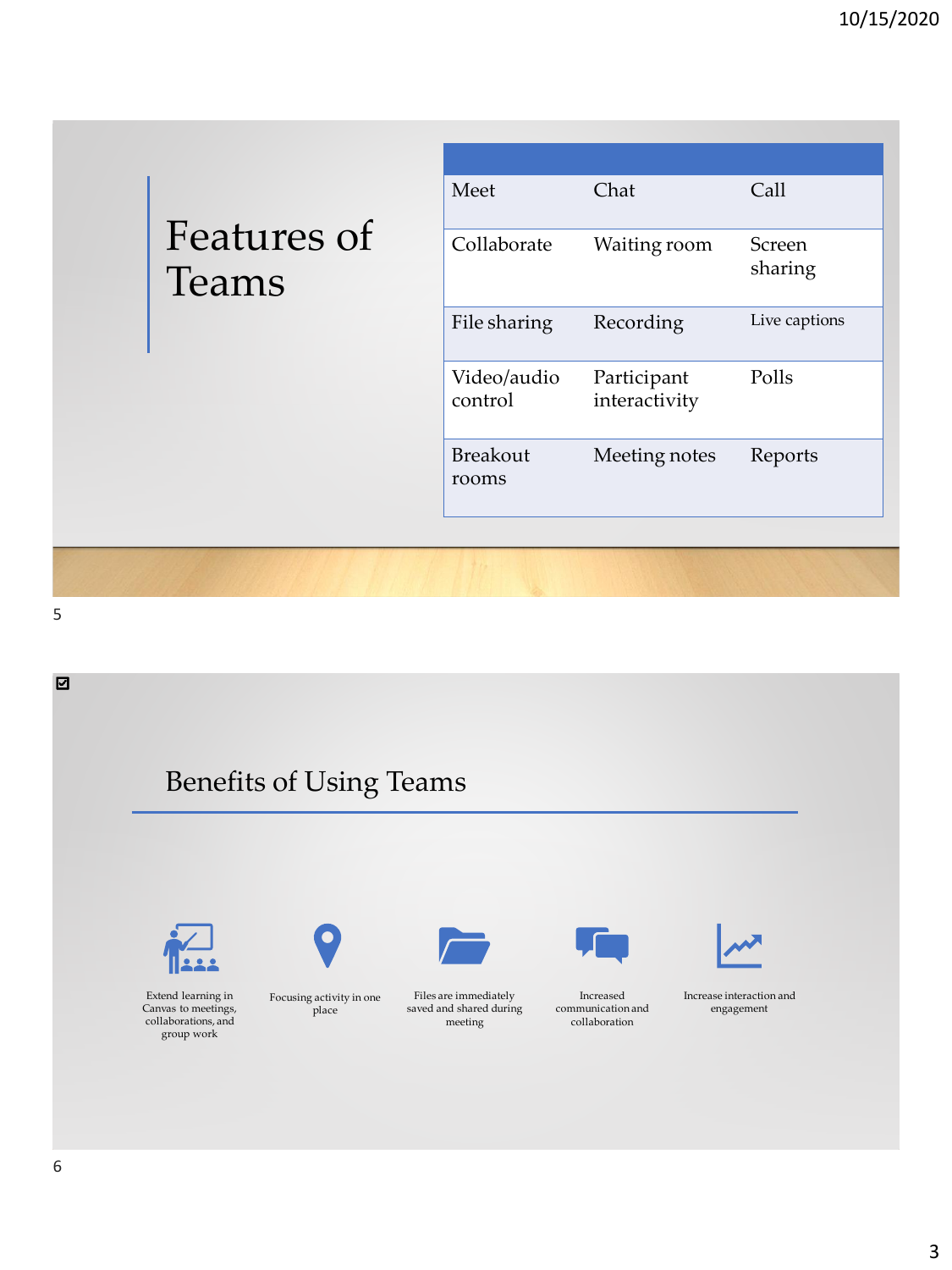# Features of Teams

| | | |
|---|---|---|
| Meet | Chat | Call |
| Collaborate | Waiting room | Screen sharing |
| File sharing | Recording | Live captions |
| Video/audio control | Participant interactivity | Polls |
| Breakout rooms | Meeting notes | Reports |

# Benefits of Using Teams

- Extend learning in Canvas to meetings, collaborations, and group work
- Focusing activity in one place
- Files are immediately saved and shared during meeting
- Increased communication and collaboration
- Increase interaction and engagement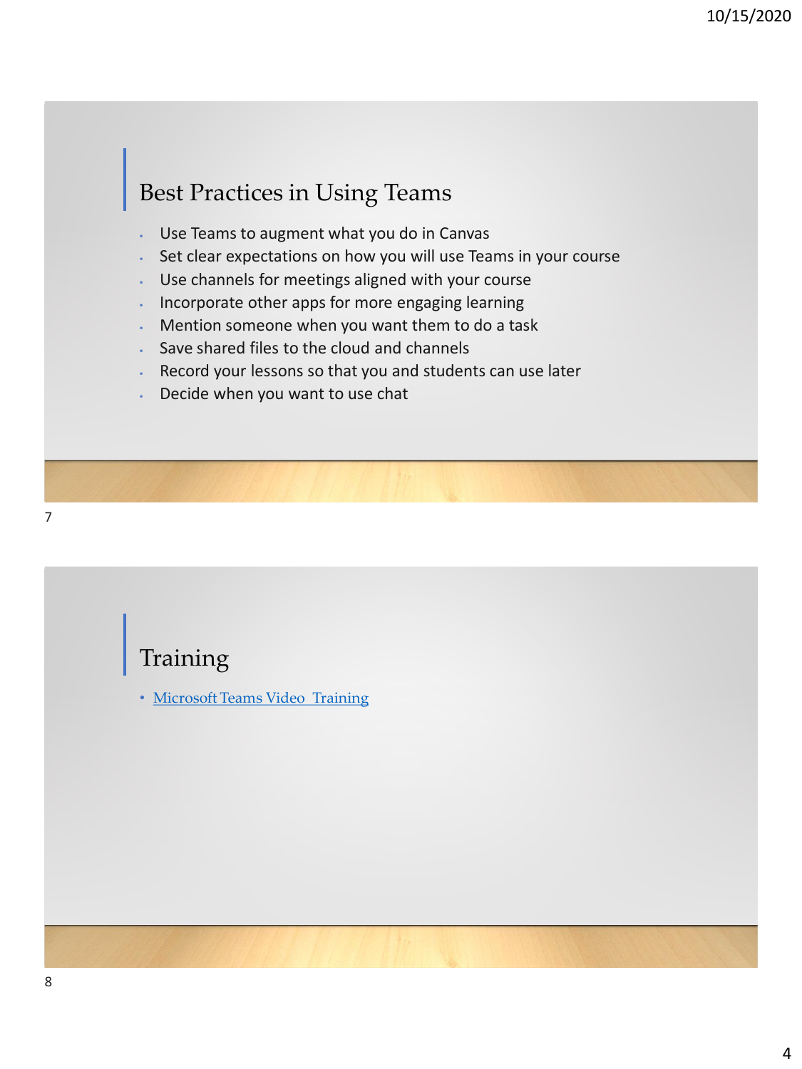## Best Practices in Using Teams

- Use Teams to augment what you do in Canvas
- Set clear expectations on how you will use Teams in your course
- Use channels for meetings aligned with your course
- Incorporate other apps for more engaging learning
- Mention someone when you want them to do a task
- Save shared files to the cloud and channels
- Record your lessons so that you and students can use later
- Decide when you want to use chat

## Training

- Microsoft Teams Video Training